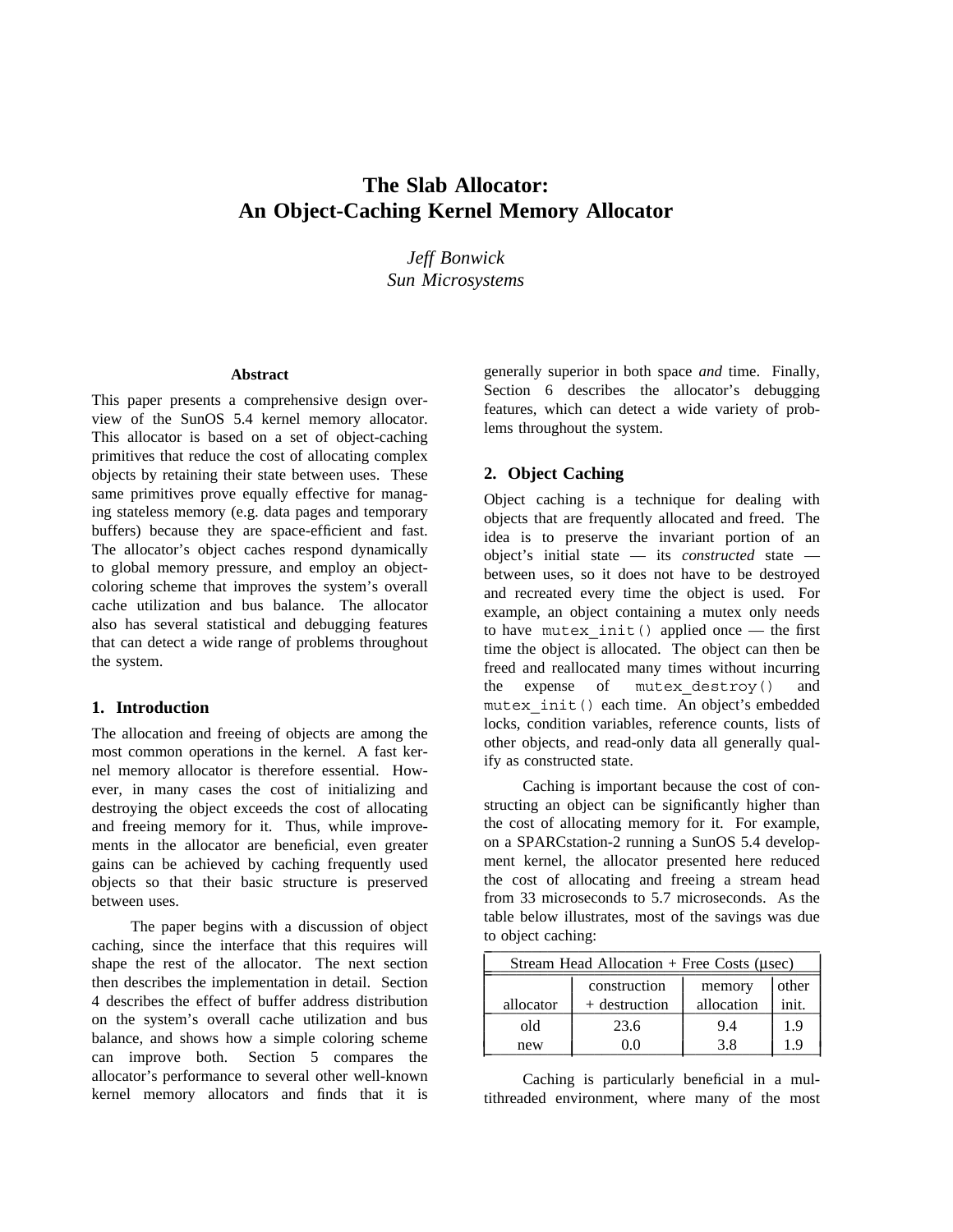# The Slab Allocator: An Object-Caching Kernel Memory Allocator

*Jeff Bonwick*
*Sun Microsystems*

### Abstract

This paper presents a comprehensive design overview of the SunOS 5.4 kernel memory allocator. This allocator is based on a set of object-caching primitives that reduce the cost of allocating complex objects by retaining their state between uses. These same primitives prove equally effective for managing stateless memory (e.g. data pages and temporary buffers) because they are space-efficient and fast. The allocator's object caches respond dynamically to global memory pressure, and employ an object-coloring scheme that improves the system's overall cache utilization and bus balance. The allocator also has several statistical and debugging features that can detect a wide range of problems throughout the system.

## 1. Introduction

The allocation and freeing of objects are among the most common operations in the kernel. A fast kernel memory allocator is therefore essential. However, in many cases the cost of initializing and destroying the object exceeds the cost of allocating and freeing memory for it. Thus, while improvements in the allocator are beneficial, even greater gains can be achieved by caching frequently used objects so that their basic structure is preserved between uses.

The paper begins with a discussion of object caching, since the interface that this requires will shape the rest of the allocator. The next section then describes the implementation in detail. Section 4 describes the effect of buffer address distribution on the system's overall cache utilization and bus balance, and shows how a simple coloring scheme can improve both. Section 5 compares the allocator's performance to several other well-known kernel memory allocators and finds that it is generally superior in both space *and* time. Finally, Section 6 describes the allocator's debugging features, which can detect a wide variety of problems throughout the system.

## 2. Object Caching

Object caching is a technique for dealing with objects that are frequently allocated and freed. The idea is to preserve the invariant portion of an object's initial state — its *constructed* state — between uses, so it does not have to be destroyed and recreated every time the object is used. For example, an object containing a mutex only needs to have `mutex_init()` applied once — the first time the object is allocated. The object can then be freed and reallocated many times without incurring the expense of `mutex_destroy()` and `mutex_init()` each time. An object's embedded locks, condition variables, reference counts, lists of other objects, and read-only data all generally qualify as constructed state.

Caching is important because the cost of constructing an object can be significantly higher than the cost of allocating memory for it. For example, on a SPARCstation-2 running a SunOS 5.4 development kernel, the allocator presented here reduced the cost of allocating and freeing a stream head from 33 microseconds to 5.7 microseconds. As the table below illustrates, most of the savings was due to object caching:

| Stream Head Allocation + Free Costs (μsec) | | | |
|---|---|---|---|
| allocator | construction + destruction | memory allocation | other init. |
| old | 23.6 | 9.4 | 1.9 |
| new | 0.0 | 3.8 | 1.9 |

Caching is particularly beneficial in a multithreaded environment, where many of the most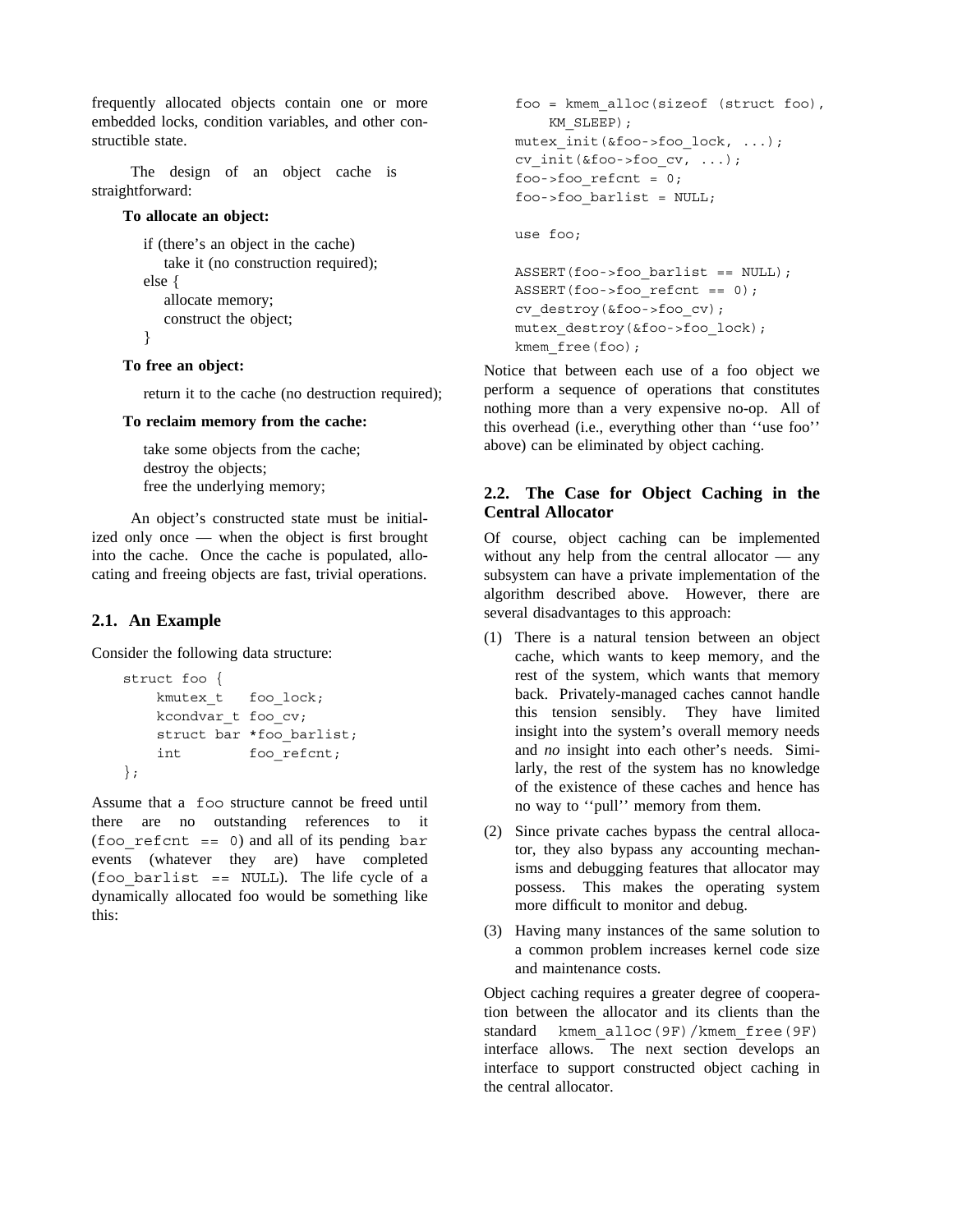frequently allocated objects contain one or more embedded locks, condition variables, and other constructible state.

The design of an object cache is straightforward:

**To allocate an object:**

```
if (there's an object in the cache)
    take it (no construction required);
else {
    allocate memory;
    construct the object;
}
```

**To free an object:**

```
return it to the cache (no destruction required);
```

**To reclaim memory from the cache:**

```
take some objects from the cache;
destroy the objects;
free the underlying memory;
```

An object's constructed state must be initialized only once — when the object is first brought into the cache. Once the cache is populated, allocating and freeing objects are fast, trivial operations.

## 2.1. An Example

Consider the following data structure:

```
struct foo {
    kmutex_t   foo_lock;
    kcondvar_t foo_cv;
    struct bar *foo_barlist;
    int        foo_refcnt;
};
```

Assume that a foo structure cannot be freed until there are no outstanding references to it (`foo_refcnt == 0`) and all of its pending bar events (whatever they are) have completed (`foo_barlist == NULL`). The life cycle of a dynamically allocated foo would be something like this:

```
foo = kmem_alloc(sizeof (struct foo),
    KM_SLEEP);
mutex_init(&foo->foo_lock, ...);
cv_init(&foo->foo_cv, ...);
foo->foo_refcnt = 0;
foo->foo_barlist = NULL;

use foo;

ASSERT(foo->foo_barlist == NULL);
ASSERT(foo->foo_refcnt == 0);
cv_destroy(&foo->foo_cv);
mutex_destroy(&foo->foo_lock);
kmem_free(foo);
```

Notice that between each use of a foo object we perform a sequence of operations that constitutes nothing more than a very expensive no-op. All of this overhead (i.e., everything other than ''use foo'' above) can be eliminated by object caching.

## 2.2. The Case for Object Caching in the Central Allocator

Of course, object caching can be implemented without any help from the central allocator — any subsystem can have a private implementation of the algorithm described above. However, there are several disadvantages to this approach:

(1) There is a natural tension between an object cache, which wants to keep memory, and the rest of the system, which wants that memory back. Privately-managed caches cannot handle this tension sensibly. They have limited insight into the system's overall memory needs and *no* insight into each other's needs. Similarly, the rest of the system has no knowledge of the existence of these caches and hence has no way to ''pull'' memory from them.

(2) Since private caches bypass the central allocator, they also bypass any accounting mechanisms and debugging features that allocator may possess. This makes the operating system more difficult to monitor and debug.

(3) Having many instances of the same solution to a common problem increases kernel code size and maintenance costs.

Object caching requires a greater degree of cooperation between the allocator and its clients than the standard `kmem_alloc(9F)`/`kmem_free(9F)` interface allows. The next section develops an interface to support constructed object caching in the central allocator.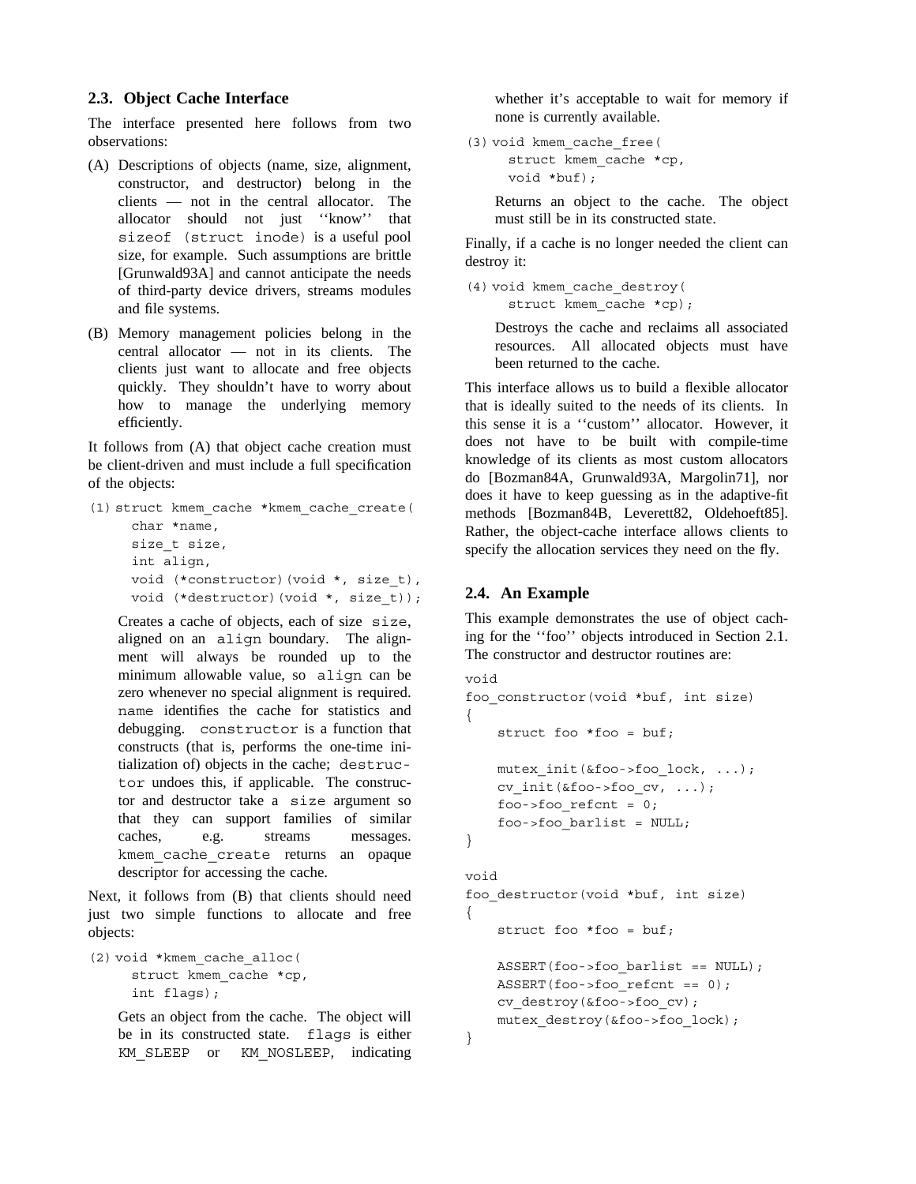## 2.3. Object Cache Interface

The interface presented here follows from two observations:

(A) Descriptions of objects (name, size, alignment, constructor, and destructor) belong in the clients — not in the central allocator. The allocator should not just ''know'' that `sizeof (struct inode)` is a useful pool size, for example. Such assumptions are brittle [Grunwald93A] and cannot anticipate the needs of third-party device drivers, streams modules and file systems.

(B) Memory management policies belong in the central allocator — not in its clients. The clients just want to allocate and free objects quickly. They shouldn't have to worry about how to manage the underlying memory efficiently.

It follows from (A) that object cache creation must be client-driven and must include a full specification of the objects:

```
(1) struct kmem_cache *kmem_cache_create(
        char *name,
        size_t size,
        int align,
        void (*constructor)(void *, size_t),
        void (*destructor)(void *, size_t));
```

Creates a cache of objects, each of size `size`, aligned on an `align` boundary. The alignment will always be rounded up to the minimum allowable value, so `align` can be zero whenever no special alignment is required. `name` identifies the cache for statistics and debugging. `constructor` is a function that constructs (that is, performs the one-time initialization of) objects in the cache; `destructor` undoes this, if applicable. The constructor and destructor take a `size` argument so that they can support families of similar caches, e.g. streams messages. `kmem_cache_create` returns an opaque descriptor for accessing the cache.

Next, it follows from (B) that clients should need just two simple functions to allocate and free objects:

```
(2) void *kmem_cache_alloc(
        struct kmem_cache *cp,
        int flags);
```

Gets an object from the cache. The object will be in its constructed state. `flags` is either `KM_SLEEP` or `KM_NOSLEEP`, indicating whether it's acceptable to wait for memory if none is currently available.

```
(3) void kmem_cache_free(
        struct kmem_cache *cp,
        void *buf);
```

Returns an object to the cache. The object must still be in its constructed state.

Finally, if a cache is no longer needed the client can destroy it:

```
(4) void kmem_cache_destroy(
        struct kmem_cache *cp);
```

Destroys the cache and reclaims all associated resources. All allocated objects must have been returned to the cache.

This interface allows us to build a flexible allocator that is ideally suited to the needs of its clients. In this sense it is a ''custom'' allocator. However, it does not have to be built with compile-time knowledge of its clients as most custom allocators do [Bozman84A, Grunwald93A, Margolin71], nor does it have to keep guessing as in the adaptive-fit methods [Bozman84B, Leverett82, Oldehoeft85]. Rather, the object-cache interface allows clients to specify the allocation services they need on the fly.

## 2.4. An Example

This example demonstrates the use of object caching for the ''foo'' objects introduced in Section 2.1. The constructor and destructor routines are:

```
void
foo_constructor(void *buf, int size)
{
    struct foo *foo = buf;

    mutex_init(&foo->foo_lock, ...);
    cv_init(&foo->foo_cv, ...);
    foo->foo_refcnt = 0;
    foo->foo_barlist = NULL;
}

void
foo_destructor(void *buf, int size)
{
    struct foo *foo = buf;

    ASSERT(foo->foo_barlist == NULL);
    ASSERT(foo->foo_refcnt == 0);
    cv_destroy(&foo->foo_cv);
    mutex_destroy(&foo->foo_lock);
}
```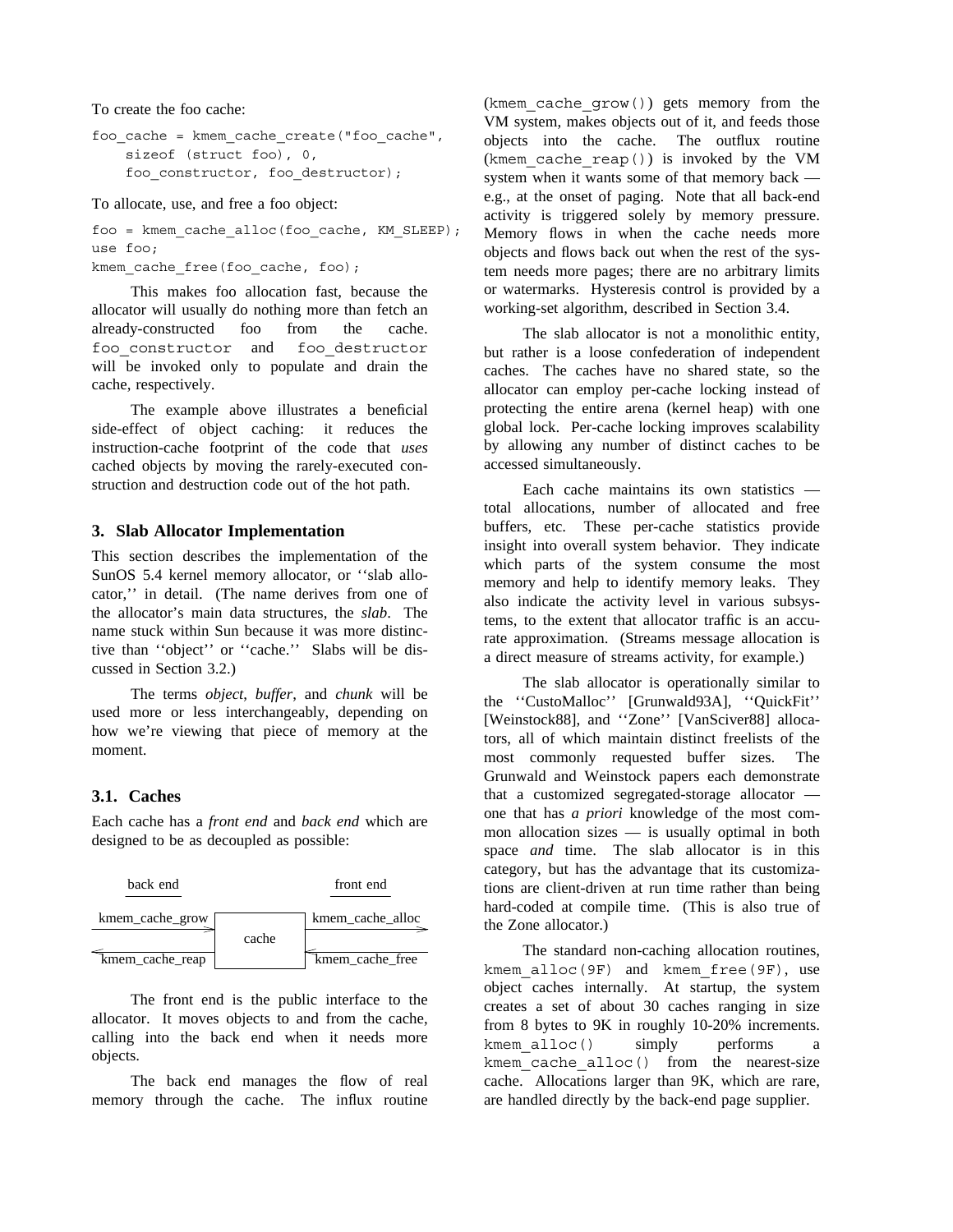To create the foo cache:

```
foo_cache = kmem_cache_create("foo_cache",
    sizeof (struct foo), 0,
    foo_constructor, foo_destructor);
```

To allocate, use, and free a foo object:

```
foo = kmem_cache_alloc(foo_cache, KM_SLEEP);
use foo;
kmem_cache_free(foo_cache, foo);
```

This makes foo allocation fast, because the allocator will usually do nothing more than fetch an already-constructed foo from the cache. `foo_constructor` and `foo_destructor` will be invoked only to populate and drain the cache, respectively.

The example above illustrates a beneficial side-effect of object caching: it reduces the instruction-cache footprint of the code that *uses* cached objects by moving the rarely-executed construction and destruction code out of the hot path.

## 3. Slab Allocator Implementation

This section describes the implementation of the SunOS 5.4 kernel memory allocator, or ''slab allocator,'' in detail. (The name derives from one of the allocator's main data structures, the *slab*. The name stuck within Sun because it was more distinctive than ''object'' or ''cache.'' Slabs will be discussed in Section 3.2.)

The terms *object*, *buffer*, and *chunk* will be used more or less interchangeably, depending on how we're viewing that piece of memory at the moment.

### 3.1. Caches

Each cache has a *front end* and *back end* which are designed to be as decoupled as possible:

```
  back end                               front end

kmem_cache_grow  +---------+  kmem_cache_alloc
---------------->|         |----------------->
                 |  cache  |
<----------------|         |<-----------------
kmem_cache_reap  +---------+  kmem_cache_free
```

The front end is the public interface to the allocator. It moves objects to and from the cache, calling into the back end when it needs more objects.

The back end manages the flow of real memory through the cache. The influx routine (`kmem_cache_grow()`) gets memory from the VM system, makes objects out of it, and feeds those objects into the cache. The outflux routine (`kmem_cache_reap()`) is invoked by the VM system when it wants some of that memory back — e.g., at the onset of paging. Note that all back-end activity is triggered solely by memory pressure. Memory flows in when the cache needs more objects and flows back out when the rest of the system needs more pages; there are no arbitrary limits or watermarks. Hysteresis control is provided by a working-set algorithm, described in Section 3.4.

The slab allocator is not a monolithic entity, but rather is a loose confederation of independent caches. The caches have no shared state, so the allocator can employ per-cache locking instead of protecting the entire arena (kernel heap) with one global lock. Per-cache locking improves scalability by allowing any number of distinct caches to be accessed simultaneously.

Each cache maintains its own statistics — total allocations, number of allocated and free buffers, etc. These per-cache statistics provide insight into overall system behavior. They indicate which parts of the system consume the most memory and help to identify memory leaks. They also indicate the activity level in various subsystems, to the extent that allocator traffic is an accurate approximation. (Streams message allocation is a direct measure of streams activity, for example.)

The slab allocator is operationally similar to the ''CustoMalloc'' [Grunwald93A], ''QuickFit'' [Weinstock88], and ''Zone'' [VanSciver88] allocators, all of which maintain distinct freelists of the most commonly requested buffer sizes. The Grunwald and Weinstock papers each demonstrate that a customized segregated-storage allocator — one that has *a priori* knowledge of the most common allocation sizes — is usually optimal in both space *and* time. The slab allocator is in this category, but has the advantage that its customizations are client-driven at run time rather than being hard-coded at compile time. (This is also true of the Zone allocator.)

The standard non-caching allocation routines, `kmem_alloc(9F)` and `kmem_free(9F)`, use object caches internally. At startup, the system creates a set of about 30 caches ranging in size from 8 bytes to 9K in roughly 10-20% increments. `kmem_alloc()` simply performs a `kmem_cache_alloc()` from the nearest-size cache. Allocations larger than 9K, which are rare, are handled directly by the back-end page supplier.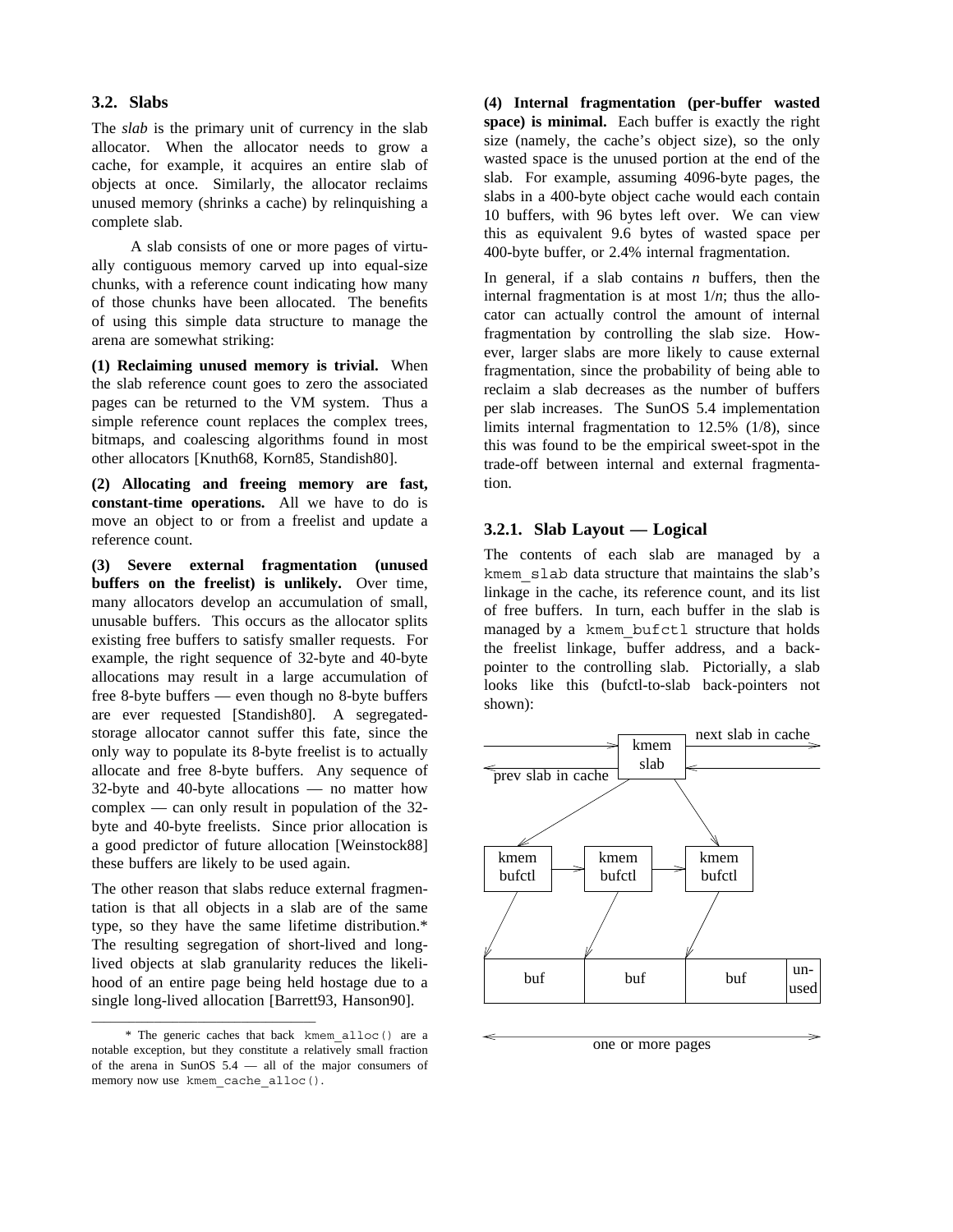### 3.2. Slabs

The *slab* is the primary unit of currency in the slab allocator. When the allocator needs to grow a cache, for example, it acquires an entire slab of objects at once. Similarly, the allocator reclaims unused memory (shrinks a cache) by relinquishing a complete slab.

A slab consists of one or more pages of virtually contiguous memory carved up into equal-size chunks, with a reference count indicating how many of those chunks have been allocated. The benefits of using this simple data structure to manage the arena are somewhat striking:

**(1) Reclaiming unused memory is trivial.** When the slab reference count goes to zero the associated pages can be returned to the VM system. Thus a simple reference count replaces the complex trees, bitmaps, and coalescing algorithms found in most other allocators [Knuth68, Korn85, Standish80].

**(2) Allocating and freeing memory are fast, constant-time operations.** All we have to do is move an object to or from a freelist and update a reference count.

**(3) Severe external fragmentation (unused buffers on the freelist) is unlikely.** Over time, many allocators develop an accumulation of small, unusable buffers. This occurs as the allocator splits existing free buffers to satisfy smaller requests. For example, the right sequence of 32-byte and 40-byte allocations may result in a large accumulation of free 8-byte buffers — even though no 8-byte buffers are ever requested [Standish80]. A segregated-storage allocator cannot suffer this fate, since the only way to populate its 8-byte freelist is to actually allocate and free 8-byte buffers. Any sequence of 32-byte and 40-byte allocations — no matter how complex — can only result in population of the 32-byte and 40-byte freelists. Since prior allocation is a good predictor of future allocation [Weinstock88] these buffers are likely to be used again.

The other reason that slabs reduce external fragmentation is that all objects in a slab are of the same type, so they have the same lifetime distribution.* The resulting segregation of short-lived and long-lived objects at slab granularity reduces the likelihood of an entire page being held hostage due to a single long-lived allocation [Barrett93, Hanson90].

\* The generic caches that back `kmem_alloc()` are a notable exception, but they constitute a relatively small fraction of the arena in SunOS 5.4 — all of the major consumers of memory now use `kmem_cache_alloc()`.

**(4) Internal fragmentation (per-buffer wasted space) is minimal.** Each buffer is exactly the right size (namely, the cache's object size), so the only wasted space is the unused portion at the end of the slab. For example, assuming 4096-byte pages, the slabs in a 400-byte object cache would each contain 10 buffers, with 96 bytes left over. We can view this as equivalent 9.6 bytes of wasted space per 400-byte buffer, or 2.4% internal fragmentation.

In general, if a slab contains *n* buffers, then the internal fragmentation is at most $1/n$; thus the allocator can actually control the amount of internal fragmentation by controlling the slab size. However, larger slabs are more likely to cause external fragmentation, since the probability of being able to reclaim a slab decreases as the number of buffers per slab increases. The SunOS 5.4 implementation limits internal fragmentation to 12.5% (1/8), since this was found to be the empirical sweet-spot in the trade-off between internal and external fragmentation.

#### 3.2.1. Slab Layout — Logical

The contents of each slab are managed by a `kmem_slab` data structure that maintains the slab's linkage in the cache, its reference count, and its list of free buffers. In turn, each buffer in the slab is managed by a `kmem_bufctl` structure that holds the freelist linkage, buffer address, and a back-pointer to the controlling slab. Pictorially, a slab looks like this (bufctl-to-slab back-pointers not shown):

```
                         +--------+  next slab in cache
   ----------------------> kmem   |---------------------->
   <-prev slab in cache  |  slab  |<----------------------
                         +--------+
                        /          \
                       v            v
+--------+    +--------+    +--------+
|  kmem  |--->|  kmem  |--->|  kmem  |
| bufctl |    | bufctl |    | bufctl |
+--------+    +--------+    +--------+
    |             |             |
    v             v             v
+-----------+-----------+-----------+-----+
|    buf    |    buf    |    buf    | un- |
|           |           |           |used |
+-----------+-----------+-----------+-----+

<------------- one or more pages ------------->
```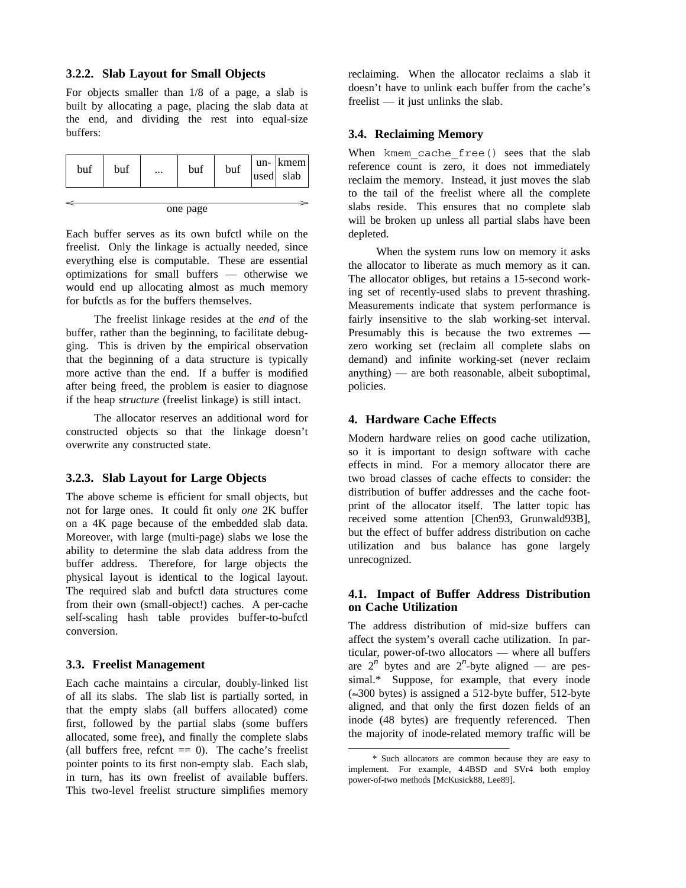### 3.2.2. Slab Layout for Small Objects

For objects smaller than 1/8 of a page, a slab is built by allocating a page, placing the slab data at the end, and dividing the rest into equal-size buffers:

| buf | buf | ... | buf | buf | un-used | kmem slab |
|---|---|---|---|---|---|---|

← one page →

Each buffer serves as its own bufctl while on the freelist. Only the linkage is actually needed, since everything else is computable. These are essential optimizations for small buffers — otherwise we would end up allocating almost as much memory for bufctls as for the buffers themselves.

The freelist linkage resides at the *end* of the buffer, rather than the beginning, to facilitate debugging. This is driven by the empirical observation that the beginning of a data structure is typically more active than the end. If a buffer is modified after being freed, the problem is easier to diagnose if the heap *structure* (freelist linkage) is still intact.

The allocator reserves an additional word for constructed objects so that the linkage doesn't overwrite any constructed state.

### 3.2.3. Slab Layout for Large Objects

The above scheme is efficient for small objects, but not for large ones. It could fit only *one* 2K buffer on a 4K page because of the embedded slab data. Moreover, with large (multi-page) slabs we lose the ability to determine the slab data address from the buffer address. Therefore, for large objects the physical layout is identical to the logical layout. The required slab and bufctl data structures come from their own (small-object!) caches. A per-cache self-scaling hash table provides buffer-to-bufctl conversion.

### 3.3. Freelist Management

Each cache maintains a circular, doubly-linked list of all its slabs. The slab list is partially sorted, in that the empty slabs (all buffers allocated) come first, followed by the partial slabs (some buffers allocated, some free), and finally the complete slabs (all buffers free, refcnt == 0). The cache's freelist pointer points to its first non-empty slab. Each slab, in turn, has its own freelist of available buffers. This two-level freelist structure simplifies memory reclaiming. When the allocator reclaims a slab it doesn't have to unlink each buffer from the cache's freelist — it just unlinks the slab.

### 3.4. Reclaiming Memory

When `kmem_cache_free()` sees that the slab reference count is zero, it does not immediately reclaim the memory. Instead, it just moves the slab to the tail of the freelist where all the complete slabs reside. This ensures that no complete slab will be broken up unless all partial slabs have been depleted.

When the system runs low on memory it asks the allocator to liberate as much memory as it can. The allocator obliges, but retains a 15-second working set of recently-used slabs to prevent thrashing. Measurements indicate that system performance is fairly insensitive to the slab working-set interval. Presumably this is because the two extremes — zero working set (reclaim all complete slabs on demand) and infinite working-set (never reclaim anything) — are both reasonable, albeit suboptimal, policies.

## 4. Hardware Cache Effects

Modern hardware relies on good cache utilization, so it is important to design software with cache effects in mind. For a memory allocator there are two broad classes of cache effects to consider: the distribution of buffer addresses and the cache footprint of the allocator itself. The latter topic has received some attention [Chen93, Grunwald93B], but the effect of buffer address distribution on cache utilization and bus balance has gone largely unrecognized.

### 4.1. Impact of Buffer Address Distribution on Cache Utilization

The address distribution of mid-size buffers can affect the system's overall cache utilization. In particular, power-of-two allocators — where all buffers are $2^n$ bytes and are $2^n$-byte aligned — are pessimal.* Suppose, for example, that every inode (≈300 bytes) is assigned a 512-byte buffer, 512-byte aligned, and that only the first dozen fields of an inode (48 bytes) are frequently referenced. Then the majority of inode-related memory traffic will be

\* Such allocators are common because they are easy to implement. For example, 4.4BSD and SVr4 both employ power-of-two methods [McKusick88, Lee89].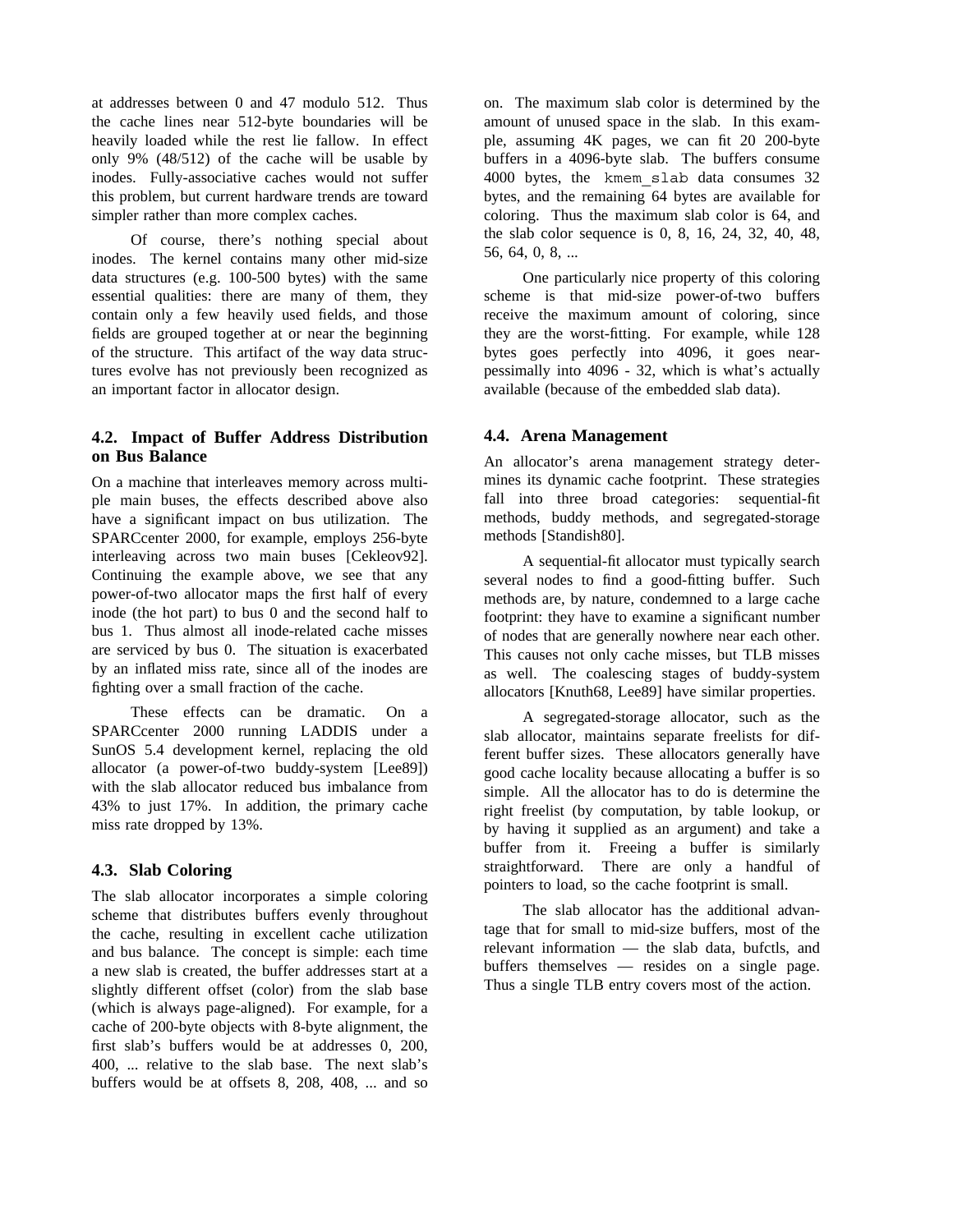at addresses between 0 and 47 modulo 512. Thus the cache lines near 512-byte boundaries will be heavily loaded while the rest lie fallow. In effect only 9% (48/512) of the cache will be usable by inodes. Fully-associative caches would not suffer this problem, but current hardware trends are toward simpler rather than more complex caches.

Of course, there's nothing special about inodes. The kernel contains many other mid-size data structures (e.g. 100-500 bytes) with the same essential qualities: there are many of them, they contain only a few heavily used fields, and those fields are grouped together at or near the beginning of the structure. This artifact of the way data structures evolve has not previously been recognized as an important factor in allocator design.

### 4.2. Impact of Buffer Address Distribution on Bus Balance

On a machine that interleaves memory across multiple main buses, the effects described above also have a significant impact on bus utilization. The SPARCcenter 2000, for example, employs 256-byte interleaving across two main buses [Cekleov92]. Continuing the example above, we see that any power-of-two allocator maps the first half of every inode (the hot part) to bus 0 and the second half to bus 1. Thus almost all inode-related cache misses are serviced by bus 0. The situation is exacerbated by an inflated miss rate, since all of the inodes are fighting over a small fraction of the cache.

These effects can be dramatic. On a SPARCcenter 2000 running LADDIS under a SunOS 5.4 development kernel, replacing the old allocator (a power-of-two buddy-system [Lee89]) with the slab allocator reduced bus imbalance from 43% to just 17%. In addition, the primary cache miss rate dropped by 13%.

### 4.3. Slab Coloring

The slab allocator incorporates a simple coloring scheme that distributes buffers evenly throughout the cache, resulting in excellent cache utilization and bus balance. The concept is simple: each time a new slab is created, the buffer addresses start at a slightly different offset (color) from the slab base (which is always page-aligned). For example, for a cache of 200-byte objects with 8-byte alignment, the first slab's buffers would be at addresses 0, 200, 400, ... relative to the slab base. The next slab's buffers would be at offsets 8, 208, 408, ... and so on. The maximum slab color is determined by the amount of unused space in the slab. In this example, assuming 4K pages, we can fit 20 200-byte buffers in a 4096-byte slab. The buffers consume 4000 bytes, the `kmem_slab` data consumes 32 bytes, and the remaining 64 bytes are available for coloring. Thus the maximum slab color is 64, and the slab color sequence is 0, 8, 16, 24, 32, 40, 48, 56, 64, 0, 8, ...

One particularly nice property of this coloring scheme is that mid-size power-of-two buffers receive the maximum amount of coloring, since they are the worst-fitting. For example, while 128 bytes goes perfectly into 4096, it goes near-pessimally into 4096 - 32, which is what's actually available (because of the embedded slab data).

### 4.4. Arena Management

An allocator's arena management strategy determines its dynamic cache footprint. These strategies fall into three broad categories: sequential-fit methods, buddy methods, and segregated-storage methods [Standish80].

A sequential-fit allocator must typically search several nodes to find a good-fitting buffer. Such methods are, by nature, condemned to a large cache footprint: they have to examine a significant number of nodes that are generally nowhere near each other. This causes not only cache misses, but TLB misses as well. The coalescing stages of buddy-system allocators [Knuth68, Lee89] have similar properties.

A segregated-storage allocator, such as the slab allocator, maintains separate freelists for different buffer sizes. These allocators generally have good cache locality because allocating a buffer is so simple. All the allocator has to do is determine the right freelist (by computation, by table lookup, or by having it supplied as an argument) and take a buffer from it. Freeing a buffer is similarly straightforward. There are only a handful of pointers to load, so the cache footprint is small.

The slab allocator has the additional advantage that for small to mid-size buffers, most of the relevant information — the slab data, bufctls, and buffers themselves — resides on a single page. Thus a single TLB entry covers most of the action.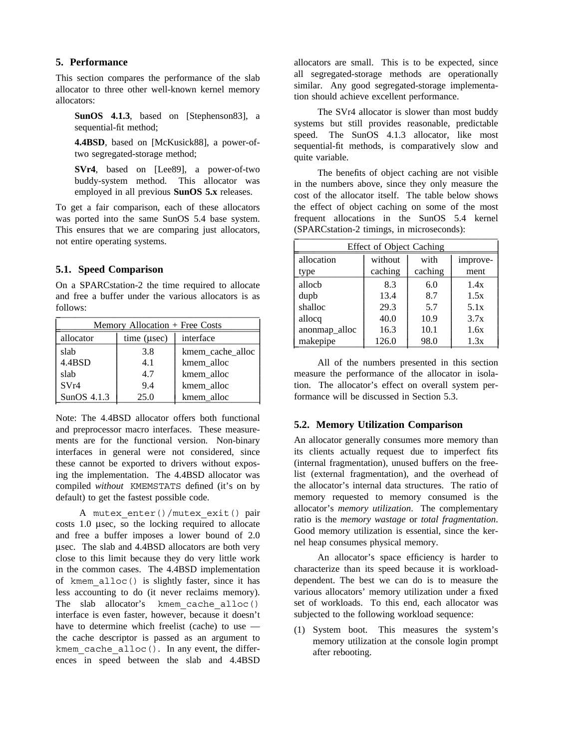## 5. Performance

This section compares the performance of the slab allocator to three other well-known kernel memory allocators:

> **SunOS 4.1.3**, based on [Stephenson83], a sequential-fit method;
>
> **4.4BSD**, based on [McKusick88], a power-of-two segregated-storage method;
>
> **SVr4**, based on [Lee89], a power-of-two buddy-system method. This allocator was employed in all previous **SunOS 5.x** releases.

To get a fair comparison, each of these allocators was ported into the same SunOS 5.4 base system. This ensures that we are comparing just allocators, not entire operating systems.

### 5.1. Speed Comparison

On a SPARCstation-2 the time required to allocate and free a buffer under the various allocators is as follows:

| Memory Allocation + Free Costs | | |
|---|---|---|
| allocator | time (μsec) | interface |
| slab | 3.8 | kmem_cache_alloc |
| 4.4BSD | 4.1 | kmem_alloc |
| slab | 4.7 | kmem_alloc |
| SVr4 | 9.4 | kmem_alloc |
| SunOS 4.1.3 | 25.0 | kmem_alloc |

Note: The 4.4BSD allocator offers both functional and preprocessor macro interfaces. These measurements are for the functional version. Non-binary interfaces in general were not considered, since these cannot be exported to drivers without exposing the implementation. The 4.4BSD allocator was compiled *without* KMEMSTATS defined (it's on by default) to get the fastest possible code.

A mutex_enter()/mutex_exit() pair costs 1.0 μsec, so the locking required to allocate and free a buffer imposes a lower bound of 2.0 μsec. The slab and 4.4BSD allocators are both very close to this limit because they do very little work in the common cases. The 4.4BSD implementation of kmem_alloc() is slightly faster, since it has less accounting to do (it never reclaims memory). The slab allocator's kmem_cache_alloc() interface is even faster, however, because it doesn't have to determine which freelist (cache) to use — the cache descriptor is passed as an argument to kmem_cache_alloc(). In any event, the differences in speed between the slab and 4.4BSD allocators are small. This is to be expected, since all segregated-storage methods are operationally similar. Any good segregated-storage implementation should achieve excellent performance.

The SVr4 allocator is slower than most buddy systems but still provides reasonable, predictable speed. The SunOS 4.1.3 allocator, like most sequential-fit methods, is comparatively slow and quite variable.

The benefits of object caching are not visible in the numbers above, since they only measure the cost of the allocator itself. The table below shows the effect of object caching on some of the most frequent allocations in the SunOS 5.4 kernel (SPARCstation-2 timings, in microseconds):

| Effect of Object Caching | | | |
|---|---|---|---|
| allocation type | without caching | with caching | improvement |
| allocb | 8.3 | 6.0 | 1.4x |
| dupb | 13.4 | 8.7 | 1.5x |
| shalloc | 29.3 | 5.7 | 5.1x |
| allocq | 40.0 | 10.9 | 3.7x |
| anonmap_alloc | 16.3 | 10.1 | 1.6x |
| makepipe | 126.0 | 98.0 | 1.3x |

All of the numbers presented in this section measure the performance of the allocator in isolation. The allocator's effect on overall system performance will be discussed in Section 5.3.

### 5.2. Memory Utilization Comparison

An allocator generally consumes more memory than its clients actually request due to imperfect fits (internal fragmentation), unused buffers on the freelist (external fragmentation), and the overhead of the allocator's internal data structures. The ratio of memory requested to memory consumed is the allocator's *memory utilization*. The complementary ratio is the *memory wastage* or *total fragmentation*. Good memory utilization is essential, since the kernel heap consumes physical memory.

An allocator's space efficiency is harder to characterize than its speed because it is workload-dependent. The best we can do is to measure the various allocators' memory utilization under a fixed set of workloads. To this end, each allocator was subjected to the following workload sequence:

(1) System boot. This measures the system's memory utilization at the console login prompt after rebooting.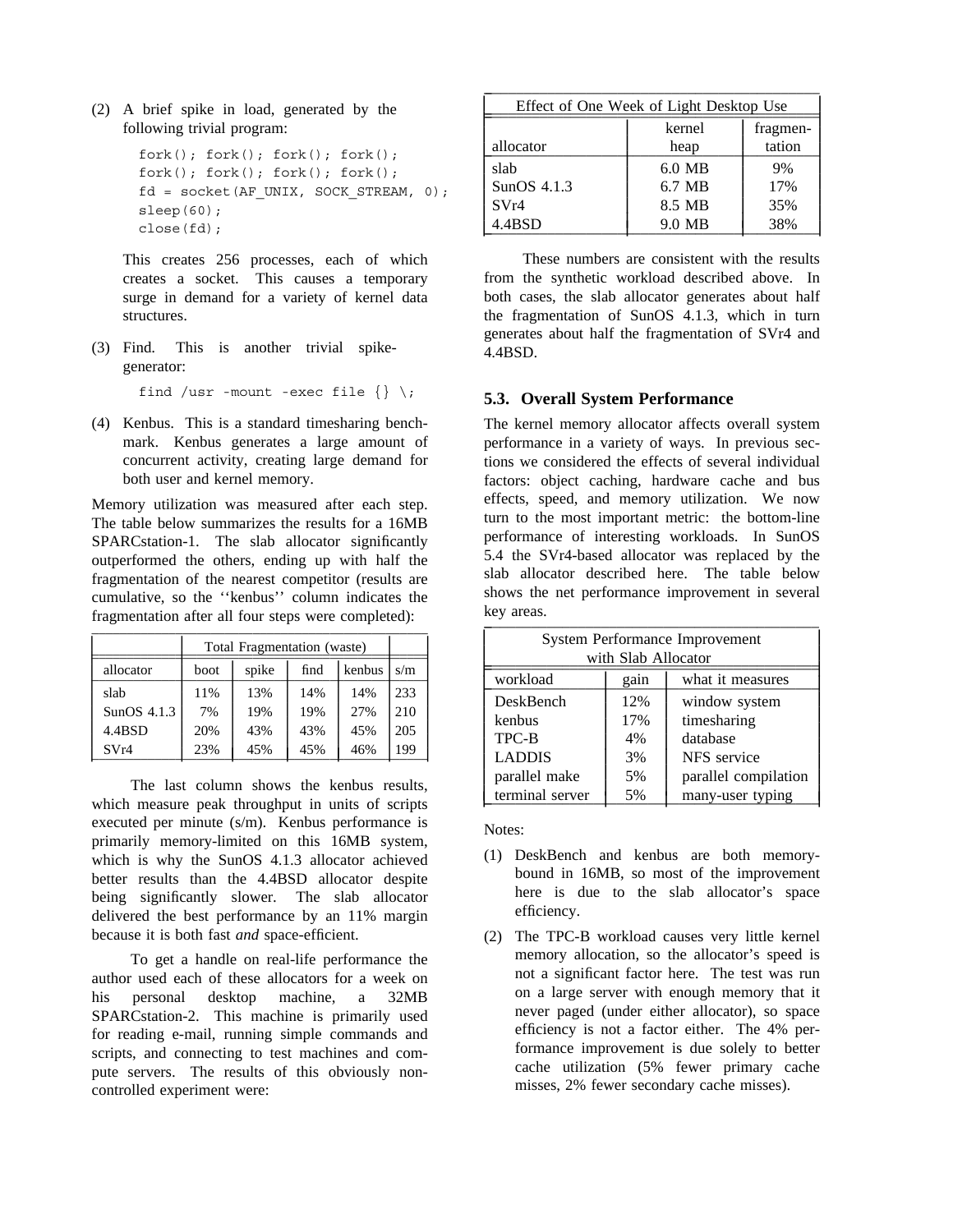(2) A brief spike in load, generated by the following trivial program:

```
fork(); fork(); fork(); fork();
fork(); fork(); fork(); fork();
fd = socket(AF_UNIX, SOCK_STREAM, 0);
sleep(60);
close(fd);
```

This creates 256 processes, each of which creates a socket. This causes a temporary surge in demand for a variety of kernel data structures.

(3) Find. This is another trivial spike-generator:

```
find /usr -mount -exec file {} \;
```

(4) Kenbus. This is a standard timesharing benchmark. Kenbus generates a large amount of concurrent activity, creating large demand for both user and kernel memory.

Memory utilization was measured after each step. The table below summarizes the results for a 16MB SPARCstation-1. The slab allocator significantly outperformed the others, ending up with half the fragmentation of the nearest competitor (results are cumulative, so the ''kenbus'' column indicates the fragmentation after all four steps were completed):

| | Total Fragmentation (waste) | | | | |
|---|---|---|---|---|---|
| allocator | boot | spike | find | kenbus | s/m |
| slab | 11% | 13% | 14% | 14% | 233 |
| SunOS 4.1.3 | 7% | 19% | 19% | 27% | 210 |
| 4.4BSD | 20% | 43% | 43% | 45% | 205 |
| SVr4 | 23% | 45% | 45% | 46% | 199 |

The last column shows the kenbus results, which measure peak throughput in units of scripts executed per minute (s/m). Kenbus performance is primarily memory-limited on this 16MB system, which is why the SunOS 4.1.3 allocator achieved better results than the 4.4BSD allocator despite being significantly slower. The slab allocator delivered the best performance by an 11% margin because it is both fast *and* space-efficient.

To get a handle on real-life performance the author used each of these allocators for a week on his personal desktop machine, a 32MB SPARCstation-2. This machine is primarily used for reading e-mail, running simple commands and scripts, and connecting to test machines and compute servers. The results of this obviously non-controlled experiment were:

| Effect of One Week of Light Desktop Use | | |
|---|---|---|
| allocator | kernel heap | fragmentation |
| slab | 6.0 MB | 9% |
| SunOS 4.1.3 | 6.7 MB | 17% |
| SVr4 | 8.5 MB | 35% |
| 4.4BSD | 9.0 MB | 38% |

These numbers are consistent with the results from the synthetic workload described above. In both cases, the slab allocator generates about half the fragmentation of SunOS 4.1.3, which in turn generates about half the fragmentation of SVr4 and 4.4BSD.

### 5.3. Overall System Performance

The kernel memory allocator affects overall system performance in a variety of ways. In previous sections we considered the effects of several individual factors: object caching, hardware cache and bus effects, speed, and memory utilization. We now turn to the most important metric: the bottom-line performance of interesting workloads. In SunOS 5.4 the SVr4-based allocator was replaced by the slab allocator described here. The table below shows the net performance improvement in several key areas.

| System Performance Improvement with Slab Allocator | | |
|---|---|---|
| workload | gain | what it measures |
| DeskBench | 12% | window system |
| kenbus | 17% | timesharing |
| TPC-B | 4% | database |
| LADDIS | 3% | NFS service |
| parallel make | 5% | parallel compilation |
| terminal server | 5% | many-user typing |

Notes:

(1) DeskBench and kenbus are both memory-bound in 16MB, so most of the improvement here is due to the slab allocator's space efficiency.

(2) The TPC-B workload causes very little kernel memory allocation, so the allocator's speed is not a significant factor here. The test was run on a large server with enough memory that it never paged (under either allocator), so space efficiency is not a factor either. The 4% performance improvement is due solely to better cache utilization (5% fewer primary cache misses, 2% fewer secondary cache misses).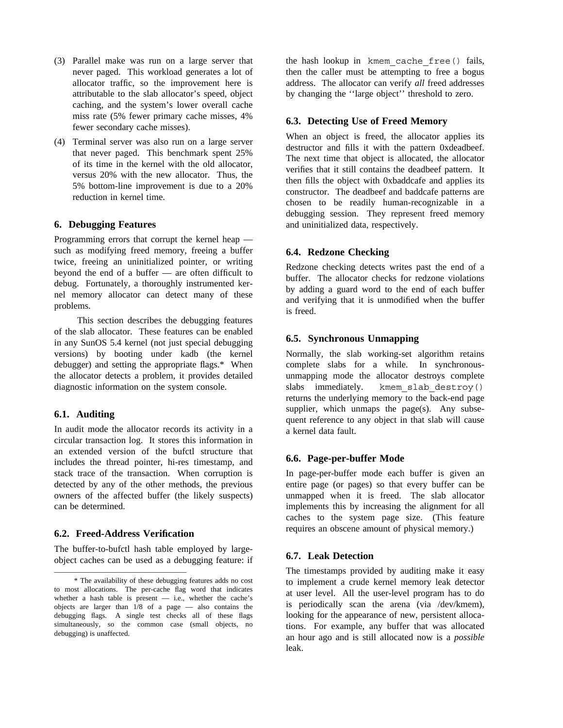(3) Parallel make was run on a large server that never paged. This workload generates a lot of allocator traffic, so the improvement here is attributable to the slab allocator's speed, object caching, and the system's lower overall cache miss rate (5% fewer primary cache misses, 4% fewer secondary cache misses).

(4) Terminal server was also run on a large server that never paged. This benchmark spent 25% of its time in the kernel with the old allocator, versus 20% with the new allocator. Thus, the 5% bottom-line improvement is due to a 20% reduction in kernel time.

## 6. Debugging Features

Programming errors that corrupt the kernel heap — such as modifying freed memory, freeing a buffer twice, freeing an uninitialized pointer, or writing beyond the end of a buffer — are often difficult to debug. Fortunately, a thoroughly instrumented kernel memory allocator can detect many of these problems.

This section describes the debugging features of the slab allocator. These features can be enabled in any SunOS 5.4 kernel (not just special debugging versions) by booting under kadb (the kernel debugger) and setting the appropriate flags.* When the allocator detects a problem, it provides detailed diagnostic information on the system console.

### 6.1. Auditing

In audit mode the allocator records its activity in a circular transaction log. It stores this information in an extended version of the bufctl structure that includes the thread pointer, hi-res timestamp, and stack trace of the transaction. When corruption is detected by any of the other methods, the previous owners of the affected buffer (the likely suspects) can be determined.

### 6.2. Freed-Address Verification

The buffer-to-bufctl hash table employed by large-object caches can be used as a debugging feature: if the hash lookup in `kmem_cache_free()` fails, then the caller must be attempting to free a bogus address. The allocator can verify *all* freed addresses by changing the ''large object'' threshold to zero.

### 6.3. Detecting Use of Freed Memory

When an object is freed, the allocator applies its destructor and fills it with the pattern 0xdeadbeef. The next time that object is allocated, the allocator verifies that it still contains the deadbeef pattern. It then fills the object with 0xbaddcafe and applies its constructor. The deadbeef and baddcafe patterns are chosen to be readily human-recognizable in a debugging session. They represent freed memory and uninitialized data, respectively.

### 6.4. Redzone Checking

Redzone checking detects writes past the end of a buffer. The allocator checks for redzone violations by adding a guard word to the end of each buffer and verifying that it is unmodified when the buffer is freed.

### 6.5. Synchronous Unmapping

Normally, the slab working-set algorithm retains complete slabs for a while. In synchronous-unmapping mode the allocator destroys complete slabs immediately. `kmem_slab_destroy()` returns the underlying memory to the back-end page supplier, which unmaps the page(s). Any subsequent reference to any object in that slab will cause a kernel data fault.

### 6.6. Page-per-buffer Mode

In page-per-buffer mode each buffer is given an entire page (or pages) so that every buffer can be unmapped when it is freed. The slab allocator implements this by increasing the alignment for all caches to the system page size. (This feature requires an obscene amount of physical memory.)

### 6.7. Leak Detection

The timestamps provided by auditing make it easy to implement a crude kernel memory leak detector at user level. All the user-level program has to do is periodically scan the arena (via /dev/kmem), looking for the appearance of new, persistent allocations. For example, any buffer that was allocated an hour ago and is still allocated now is a *possible* leak.

---

* The availability of these debugging features adds no cost to most allocations. The per-cache flag word that indicates whether a hash table is present — i.e., whether the cache's objects are larger than 1/8 of a page — also contains the debugging flags. A single test checks all of these flags simultaneously, so the common case (small objects, no debugging) is unaffected.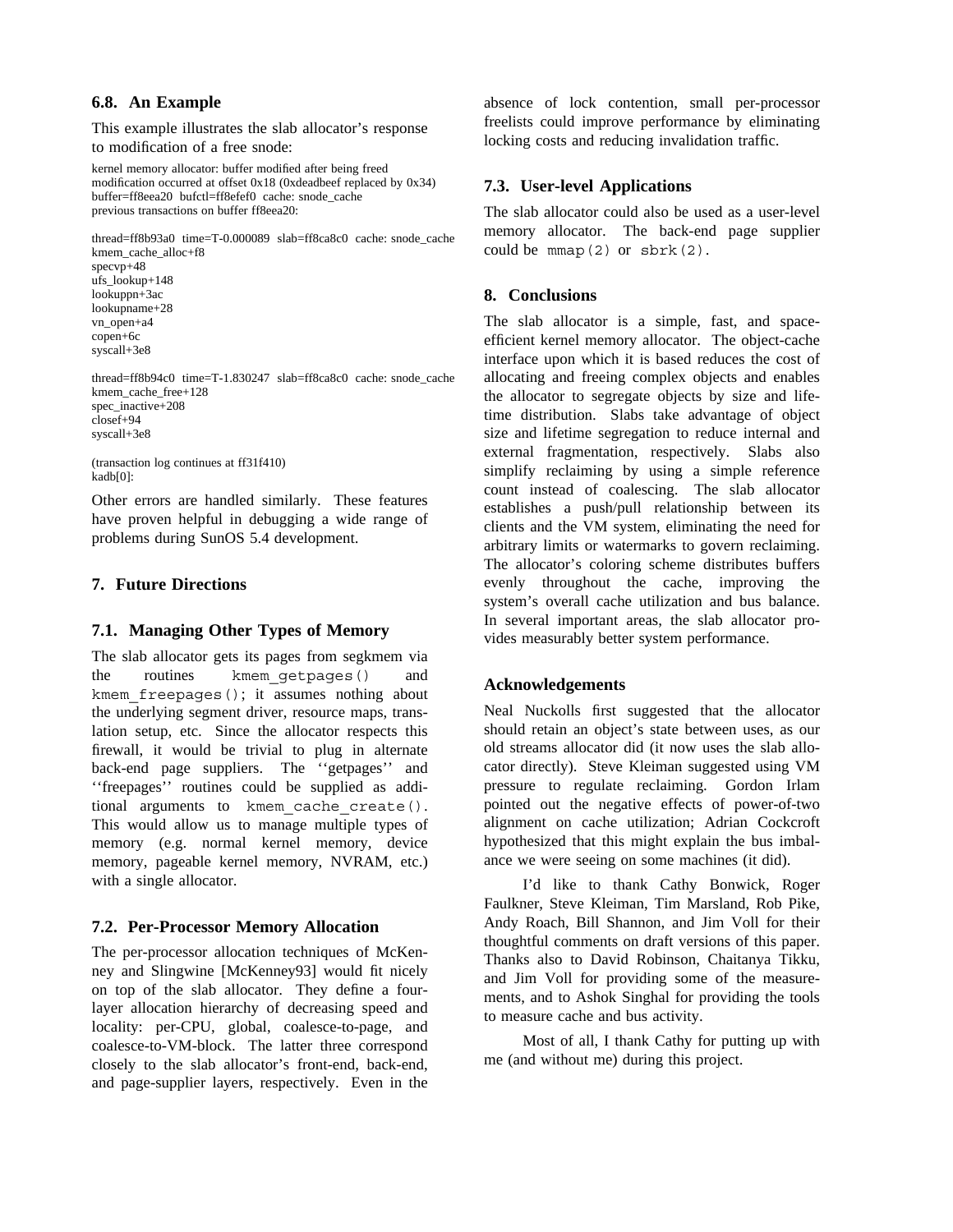### 6.8. An Example

This example illustrates the slab allocator's response to modification of a free snode:

```
kernel memory allocator: buffer modified after being freed
modification occurred at offset 0x18 (0xdeadbeef replaced by 0x34)
buffer=ff8eea20  bufctl=ff8efef0  cache: snode_cache
previous transactions on buffer ff8eea20:

thread=ff8b93a0  time=T-0.000089  slab=ff8ca8c0  cache: snode_cache
kmem_cache_alloc+f8
specvp+48
ufs_lookup+148
lookuppn+3ac
lookupname+28
vn_open+a4
copen+6c
syscall+3e8

thread=ff8b94c0  time=T-1.830247  slab=ff8ca8c0  cache: snode_cache
kmem_cache_free+128
spec_inactive+208
closef+94
syscall+3e8

(transaction log continues at ff31f410)
kadb[0]:
```

Other errors are handled similarly. These features have proven helpful in debugging a wide range of problems during SunOS 5.4 development.

## 7. Future Directions

### 7.1. Managing Other Types of Memory

The slab allocator gets its pages from segkmem via the routines `kmem_getpages()` and `kmem_freepages()`; it assumes nothing about the underlying segment driver, resource maps, translation setup, etc. Since the allocator respects this firewall, it would be trivial to plug in alternate back-end page suppliers. The ''getpages'' and ''freepages'' routines could be supplied as additional arguments to `kmem_cache_create()`. This would allow us to manage multiple types of memory (e.g. normal kernel memory, device memory, pageable kernel memory, NVRAM, etc.) with a single allocator.

### 7.2. Per-Processor Memory Allocation

The per-processor allocation techniques of McKenney and Slingwine [McKenney93] would fit nicely on top of the slab allocator. They define a four-layer allocation hierarchy of decreasing speed and locality: per-CPU, global, coalesce-to-page, and coalesce-to-VM-block. The latter three correspond closely to the slab allocator's front-end, back-end, and page-supplier layers, respectively. Even in the absence of lock contention, small per-processor freelists could improve performance by eliminating locking costs and reducing invalidation traffic.

### 7.3. User-level Applications

The slab allocator could also be used as a user-level memory allocator. The back-end page supplier could be `mmap(2)` or `sbrk(2)`.

## 8. Conclusions

The slab allocator is a simple, fast, and space-efficient kernel memory allocator. The object-cache interface upon which it is based reduces the cost of allocating and freeing complex objects and enables the allocator to segregate objects by size and lifetime distribution. Slabs take advantage of object size and lifetime segregation to reduce internal and external fragmentation, respectively. Slabs also simplify reclaiming by using a simple reference count instead of coalescing. The slab allocator establishes a push/pull relationship between its clients and the VM system, eliminating the need for arbitrary limits or watermarks to govern reclaiming. The allocator's coloring scheme distributes buffers evenly throughout the cache, improving the system's overall cache utilization and bus balance. In several important areas, the slab allocator provides measurably better system performance.

## Acknowledgements

Neal Nuckolls first suggested that the allocator should retain an object's state between uses, as our old streams allocator did (it now uses the slab allocator directly). Steve Kleiman suggested using VM pressure to regulate reclaiming. Gordon Irlam pointed out the negative effects of power-of-two alignment on cache utilization; Adrian Cockcroft hypothesized that this might explain the bus imbalance we were seeing on some machines (it did).

I'd like to thank Cathy Bonwick, Roger Faulkner, Steve Kleiman, Tim Marsland, Rob Pike, Andy Roach, Bill Shannon, and Jim Voll for their thoughtful comments on draft versions of this paper. Thanks also to David Robinson, Chaitanya Tikku, and Jim Voll for providing some of the measurements, and to Ashok Singhal for providing the tools to measure cache and bus activity.

Most of all, I thank Cathy for putting up with me (and without me) during this project.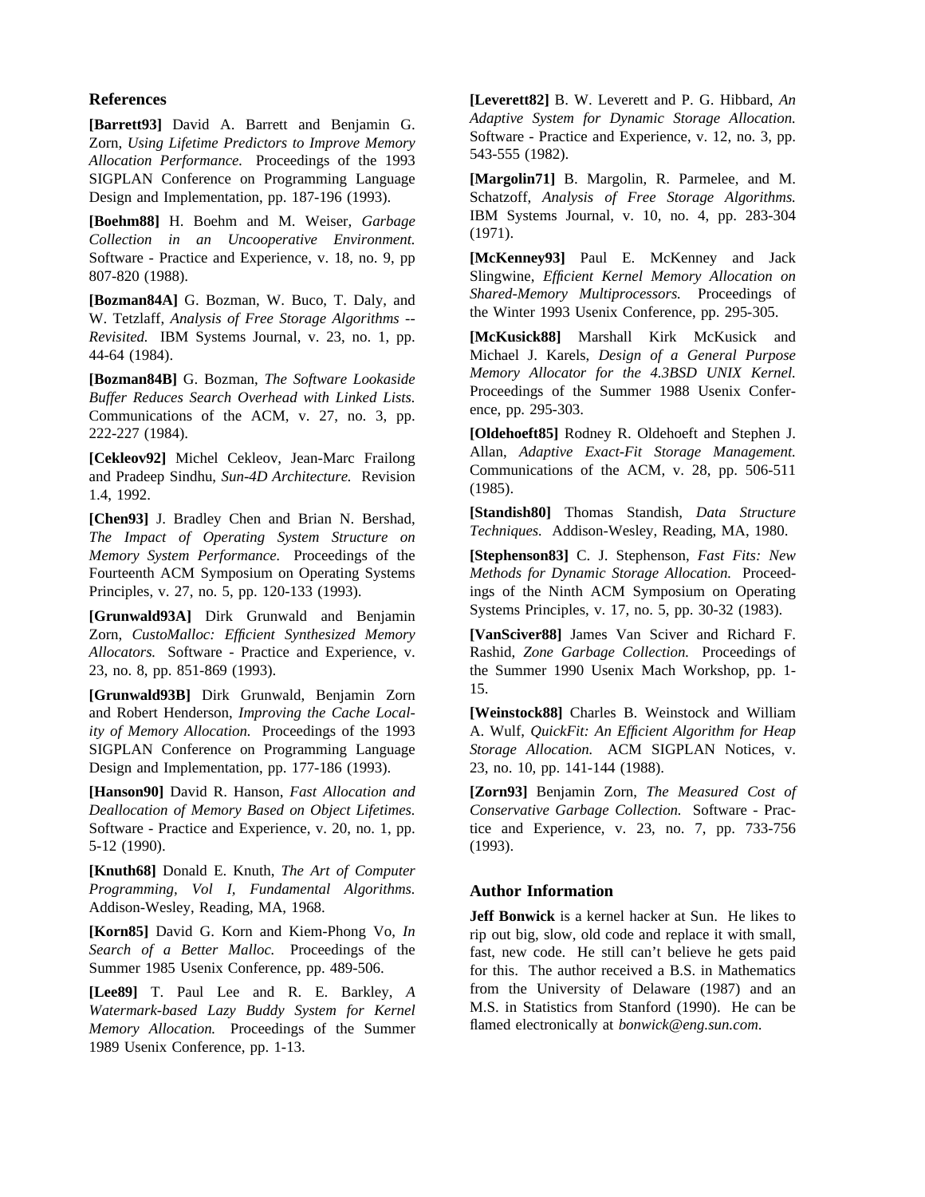## References

**[Barrett93]** David A. Barrett and Benjamin G. Zorn, *Using Lifetime Predictors to Improve Memory Allocation Performance.* Proceedings of the 1993 SIGPLAN Conference on Programming Language Design and Implementation, pp. 187-196 (1993).

**[Boehm88]** H. Boehm and M. Weiser, *Garbage Collection in an Uncooperative Environment.* Software - Practice and Experience, v. 18, no. 9, pp 807-820 (1988).

**[Bozman84A]** G. Bozman, W. Buco, T. Daly, and W. Tetzlaff, *Analysis of Free Storage Algorithms -- Revisited.* IBM Systems Journal, v. 23, no. 1, pp. 44-64 (1984).

**[Bozman84B]** G. Bozman, *The Software Lookaside Buffer Reduces Search Overhead with Linked Lists.* Communications of the ACM, v. 27, no. 3, pp. 222-227 (1984).

**[Cekleov92]** Michel Cekleov, Jean-Marc Frailong and Pradeep Sindhu, *Sun-4D Architecture.* Revision 1.4, 1992.

**[Chen93]** J. Bradley Chen and Brian N. Bershad, *The Impact of Operating System Structure on Memory System Performance.* Proceedings of the Fourteenth ACM Symposium on Operating Systems Principles, v. 27, no. 5, pp. 120-133 (1993).

**[Grunwald93A]** Dirk Grunwald and Benjamin Zorn, *CustoMalloc: Efficient Synthesized Memory Allocators.* Software - Practice and Experience, v. 23, no. 8, pp. 851-869 (1993).

**[Grunwald93B]** Dirk Grunwald, Benjamin Zorn and Robert Henderson, *Improving the Cache Locality of Memory Allocation.* Proceedings of the 1993 SIGPLAN Conference on Programming Language Design and Implementation, pp. 177-186 (1993).

**[Hanson90]** David R. Hanson, *Fast Allocation and Deallocation of Memory Based on Object Lifetimes.* Software - Practice and Experience, v. 20, no. 1, pp. 5-12 (1990).

**[Knuth68]** Donald E. Knuth, *The Art of Computer Programming, Vol I, Fundamental Algorithms.* Addison-Wesley, Reading, MA, 1968.

**[Korn85]** David G. Korn and Kiem-Phong Vo, *In Search of a Better Malloc.* Proceedings of the Summer 1985 Usenix Conference, pp. 489-506.

**[Lee89]** T. Paul Lee and R. E. Barkley, *A Watermark-based Lazy Buddy System for Kernel Memory Allocation.* Proceedings of the Summer 1989 Usenix Conference, pp. 1-13.

**[Leverett82]** B. W. Leverett and P. G. Hibbard, *An Adaptive System for Dynamic Storage Allocation.* Software - Practice and Experience, v. 12, no. 3, pp. 543-555 (1982).

**[Margolin71]** B. Margolin, R. Parmelee, and M. Schatzoff, *Analysis of Free Storage Algorithms.* IBM Systems Journal, v. 10, no. 4, pp. 283-304 (1971).

**[McKenney93]** Paul E. McKenney and Jack Slingwine, *Efficient Kernel Memory Allocation on Shared-Memory Multiprocessors.* Proceedings of the Winter 1993 Usenix Conference, pp. 295-305.

**[McKusick88]** Marshall Kirk McKusick and Michael J. Karels, *Design of a General Purpose Memory Allocator for the 4.3BSD UNIX Kernel.* Proceedings of the Summer 1988 Usenix Conference, pp. 295-303.

**[Oldehoeft85]** Rodney R. Oldehoeft and Stephen J. Allan, *Adaptive Exact-Fit Storage Management.* Communications of the ACM, v. 28, pp. 506-511 (1985).

**[Standish80]** Thomas Standish, *Data Structure Techniques.* Addison-Wesley, Reading, MA, 1980.

**[Stephenson83]** C. J. Stephenson, *Fast Fits: New Methods for Dynamic Storage Allocation.* Proceedings of the Ninth ACM Symposium on Operating Systems Principles, v. 17, no. 5, pp. 30-32 (1983).

**[VanSciver88]** James Van Sciver and Richard F. Rashid, *Zone Garbage Collection.* Proceedings of the Summer 1990 Usenix Mach Workshop, pp. 1-15.

**[Weinstock88]** Charles B. Weinstock and William A. Wulf, *QuickFit: An Efficient Algorithm for Heap Storage Allocation.* ACM SIGPLAN Notices, v. 23, no. 10, pp. 141-144 (1988).

**[Zorn93]** Benjamin Zorn, *The Measured Cost of Conservative Garbage Collection.* Software - Practice and Experience, v. 23, no. 7, pp. 733-756 (1993).

## Author Information

**Jeff Bonwick** is a kernel hacker at Sun. He likes to rip out big, slow, old code and replace it with small, fast, new code. He still can't believe he gets paid for this. The author received a B.S. in Mathematics from the University of Delaware (1987) and an M.S. in Statistics from Stanford (1990). He can be flamed electronically at *bonwick@eng.sun.com*.